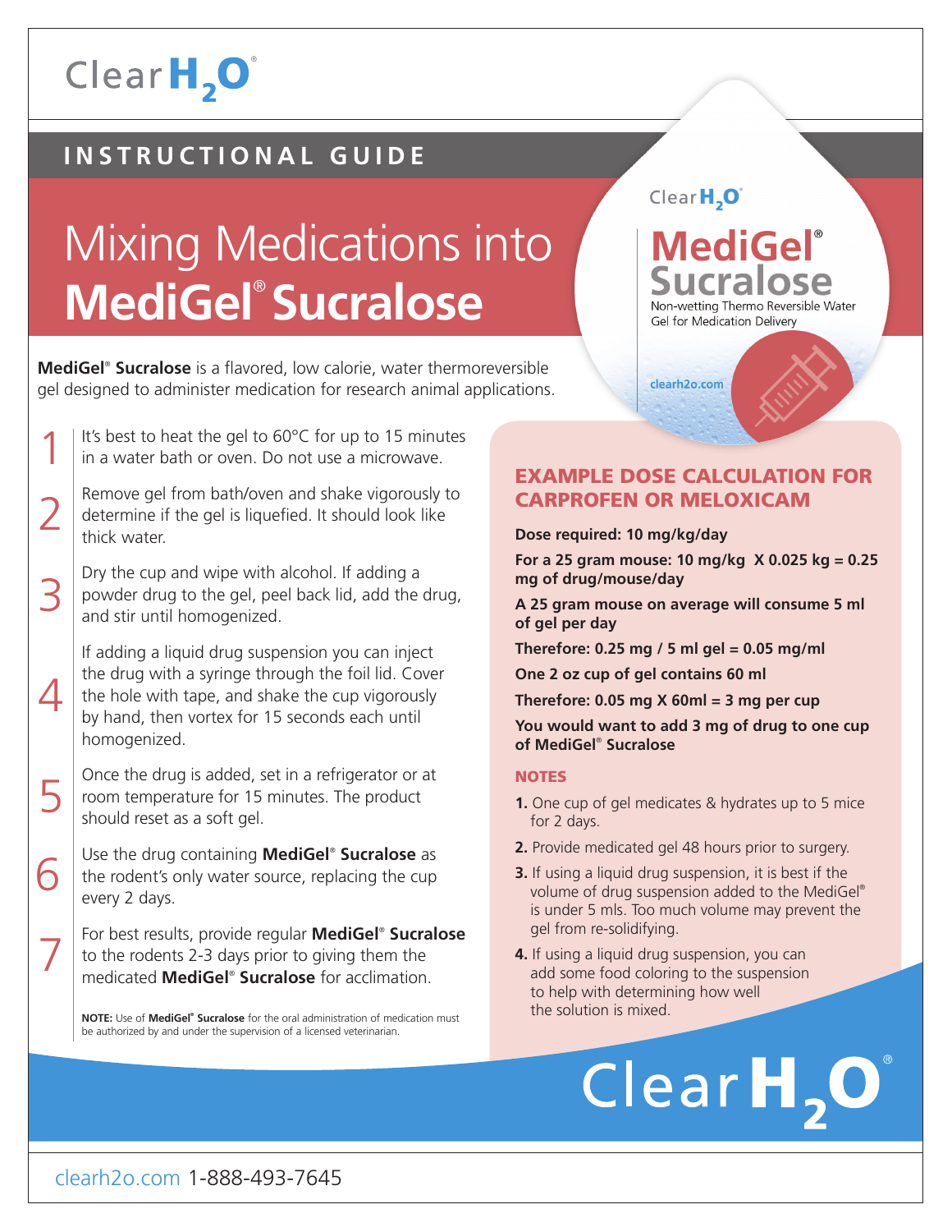Clear $H_2O$®

## INSTRUCTIONAL GUIDE

# Mixing Medications into **MediGel® Sucralose**

Clear $H_2O$

**MediGel® Sucralose**
Non-wetting Thermo Reversible Water Gel for Medication Delivery

clearh2o.com

**MediGel® Sucralose** is a flavored, low calorie, water thermoreversible gel designed to administer medication for research animal applications.

1. It's best to heat the gel to 60°C for up to 15 minutes in a water bath or oven. Do not use a microwave.
2. Remove gel from bath/oven and shake vigorously to determine if the gel is liquefied. It should look like thick water.
3. Dry the cup and wipe with alcohol. If adding a powder drug to the gel, peel back lid, add the drug, and stir until homogenized.
4. If adding a liquid drug suspension you can inject the drug with a syringe through the foil lid. Cover the hole with tape, and shake the cup vigorously by hand, then vortex for 15 seconds each until homogenized.
5. Once the drug is added, set in a refrigerator or at room temperature for 15 minutes. The product should reset as a soft gel.
6. Use the drug containing **MediGel® Sucralose** as the rodent's only water source, replacing the cup every 2 days.
7. For best results, provide regular **MediGel® Sucralose** to the rodents 2-3 days prior to giving them the medicated **MediGel® Sucralose** for acclimation.

**NOTE:** Use of **MediGel® Sucralose** for the oral administration of medication must be authorized by and under the supervision of a licensed veterinarian.

## EXAMPLE DOSE CALCULATION FOR CARPROFEN OR MELOXICAM

**Dose required: 10 mg/kg/day**

**For a 25 gram mouse: 10 mg/kg X 0.025 kg = 0.25 mg of drug/mouse/day**

**A 25 gram mouse on average will consume 5 ml of gel per day**

**Therefore: 0.25 mg / 5 ml gel = 0.05 mg/ml**

**One 2 oz cup of gel contains 60 ml**

**Therefore: 0.05 mg X 60ml = 3 mg per cup**

**You would want to add 3 mg of drug to one cup of MediGel® Sucralose**

### NOTES

1. One cup of gel medicates & hydrates up to 5 mice for 2 days.
2. Provide medicated gel 48 hours prior to surgery.
3. If using a liquid drug suspension, it is best if the volume of drug suspension added to the MediGel® is under 5 mls. Too much volume may prevent the gel from re-solidifying.
4. If using a liquid drug suspension, you can add some food coloring to the suspension to help with determining how well the solution is mixed.

Clear $H_2O$®

clearh2o.com 1-888-493-7645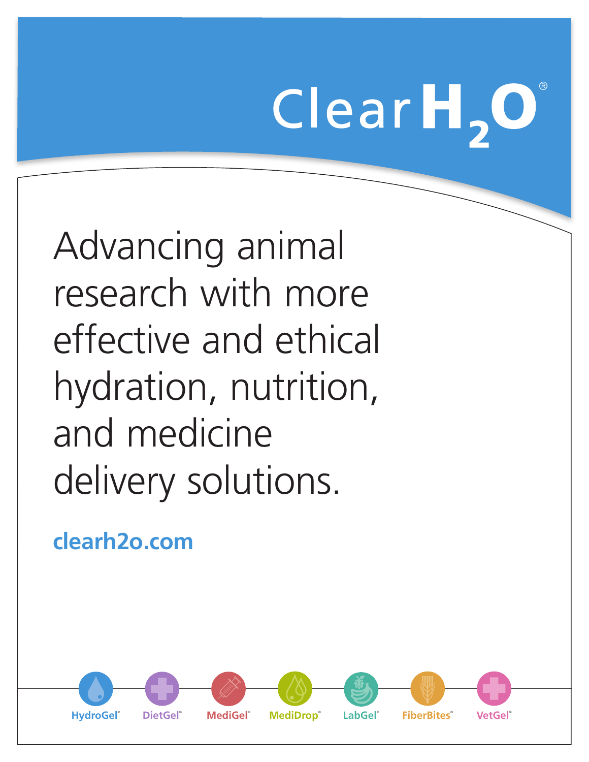# Clear $H_2O$®

Advancing animal research with more effective and ethical hydration, nutrition, and medicine delivery solutions.

**clearh2o.com**

HydroGel® DietGel® MediGel® MediDrop® LabGel® FiberBites® VetGel®